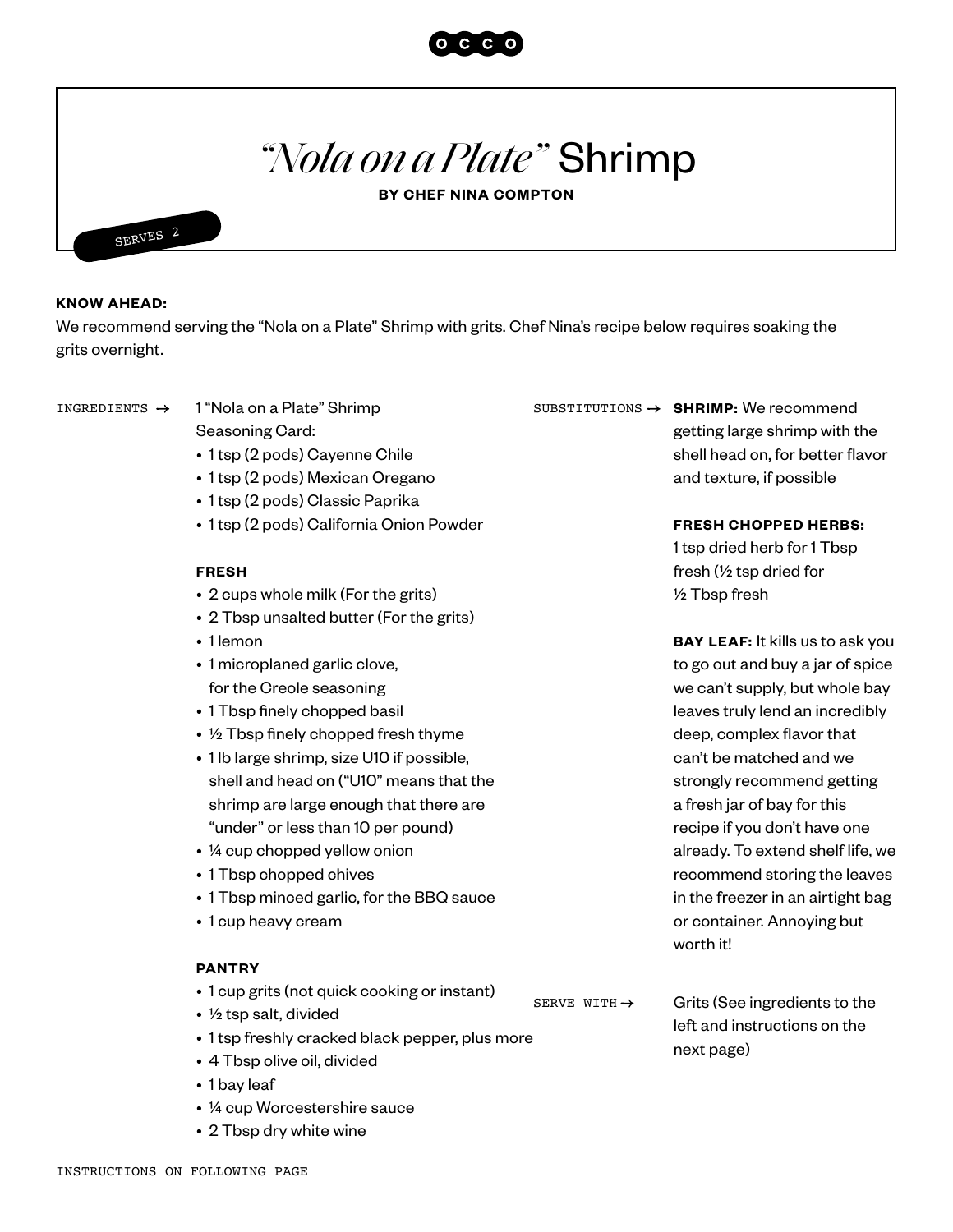# *"Nola on a Plate"* Shrimp

**BY CHEF NINA COMPTON**

SERVES 2

**KNOW AHEAD:**
We recommend serving the "Nola on a Plate" Shrimp with grits. Chef Nina's recipe below requires soaking the grits overnight.

## INGREDIENTS →

1 "Nola on a Plate" Shrimp Seasoning Card:

- 1 tsp (2 pods) Cayenne Chile
- 1 tsp (2 pods) Mexican Oregano
- 1 tsp (2 pods) Classic Paprika
- 1 tsp (2 pods) California Onion Powder

**FRESH**

- 2 cups whole milk (For the grits)
- 2 Tbsp unsalted butter (For the grits)
- 1 lemon
- 1 microplaned garlic clove, for the Creole seasoning
- 1 Tbsp finely chopped basil
- ½ Tbsp finely chopped fresh thyme
- 1 lb large shrimp, size U10 if possible, shell and head on ("U10" means that the shrimp are large enough that there are "under" or less than 10 per pound)
- ¼ cup chopped yellow onion
- 1 Tbsp chopped chives
- 1 Tbsp minced garlic, for the BBQ sauce
- 1 cup heavy cream

**PANTRY**

- 1 cup grits (not quick cooking or instant)
- ½ tsp salt, divided
- 1 tsp freshly cracked black pepper, plus more
- 4 Tbsp olive oil, divided
- 1 bay leaf
- ¼ cup Worcestershire sauce
- 2 Tbsp dry white wine

## SUBSTITUTIONS →

**SHRIMP:** We recommend getting large shrimp with the shell head on, for better flavor and texture, if possible

**FRESH CHOPPED HERBS:** 1 tsp dried herb for 1 Tbsp fresh (½ tsp dried for ½ Tbsp fresh

**BAY LEAF:** It kills us to ask you to go out and buy a jar of spice we can't supply, but whole bay leaves truly lend an incredibly deep, complex flavor that can't be matched and we strongly recommend getting a fresh jar of bay for this recipe if you don't have one already. To extend shelf life, we recommend storing the leaves in the freezer in an airtight bag or container. Annoying but worth it!

## SERVE WITH →

Grits (See ingredients to the left and instructions on the next page)

INSTRUCTIONS ON FOLLOWING PAGE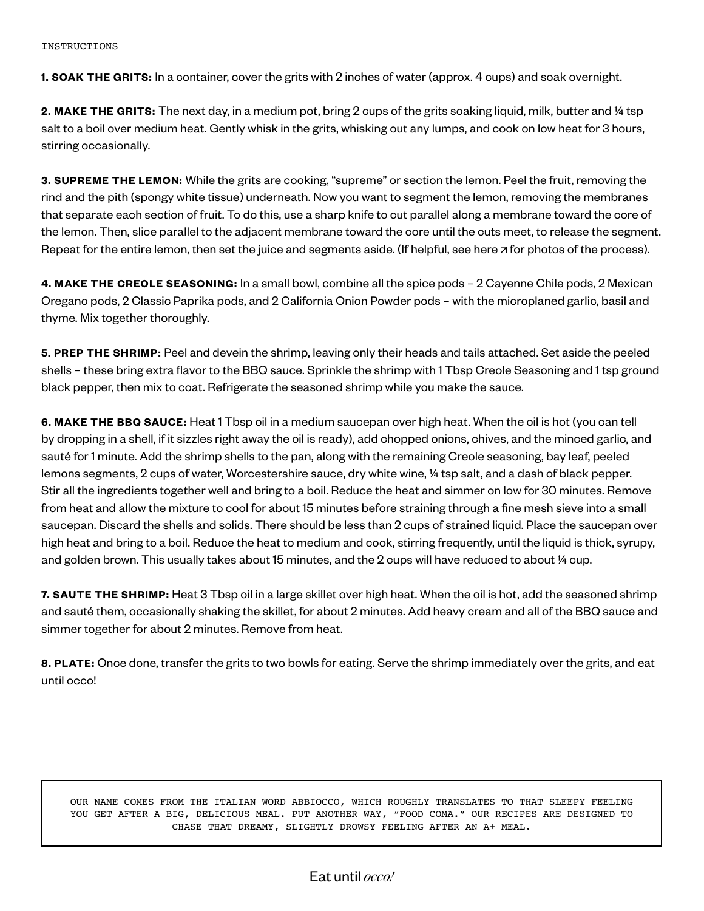INSTRUCTIONS

**1. SOAK THE GRITS:** In a container, cover the grits with 2 inches of water (approx. 4 cups) and soak overnight.

**2. MAKE THE GRITS:** The next day, in a medium pot, bring 2 cups of the grits soaking liquid, milk, butter and ¼ tsp salt to a boil over medium heat. Gently whisk in the grits, whisking out any lumps, and cook on low heat for 3 hours, stirring occasionally.

**3. SUPREME THE LEMON:** While the grits are cooking, "supreme" or section the lemon. Peel the fruit, removing the rind and the pith (spongy white tissue) underneath. Now you want to segment the lemon, removing the membranes that separate each section of fruit. To do this, use a sharp knife to cut parallel along a membrane toward the core of the lemon. Then, slice parallel to the adjacent membrane toward the core until the cuts meet, to release the segment. Repeat for the entire lemon, then set the juice and segments aside. (If helpful, see here ↗ for photos of the process).

**4. MAKE THE CREOLE SEASONING:** In a small bowl, combine all the spice pods – 2 Cayenne Chile pods, 2 Mexican Oregano pods, 2 Classic Paprika pods, and 2 California Onion Powder pods – with the microplaned garlic, basil and thyme. Mix together thoroughly.

**5. PREP THE SHRIMP:** Peel and devein the shrimp, leaving only their heads and tails attached. Set aside the peeled shells – these bring extra flavor to the BBQ sauce. Sprinkle the shrimp with 1 Tbsp Creole Seasoning and 1 tsp ground black pepper, then mix to coat. Refrigerate the seasoned shrimp while you make the sauce.

**6. MAKE THE BBQ SAUCE:** Heat 1 Tbsp oil in a medium saucepan over high heat. When the oil is hot (you can tell by dropping in a shell, if it sizzles right away the oil is ready), add chopped onions, chives, and the minced garlic, and sauté for 1 minute. Add the shrimp shells to the pan, along with the remaining Creole seasoning, bay leaf, peeled lemons segments, 2 cups of water, Worcestershire sauce, dry white wine, ¼ tsp salt, and a dash of black pepper. Stir all the ingredients together well and bring to a boil. Reduce the heat and simmer on low for 30 minutes. Remove from heat and allow the mixture to cool for about 15 minutes before straining through a fine mesh sieve into a small saucepan. Discard the shells and solids. There should be less than 2 cups of strained liquid. Place the saucepan over high heat and bring to a boil. Reduce the heat to medium and cook, stirring frequently, until the liquid is thick, syrupy, and golden brown. This usually takes about 15 minutes, and the 2 cups will have reduced to about ¼ cup.

**7. SAUTE THE SHRIMP:** Heat 3 Tbsp oil in a large skillet over high heat. When the oil is hot, add the seasoned shrimp and sauté them, occasionally shaking the skillet, for about 2 minutes. Add heavy cream and all of the BBQ sauce and simmer together for about 2 minutes. Remove from heat.

**8. PLATE:** Once done, transfer the grits to two bowls for eating. Serve the shrimp immediately over the grits, and eat until occo!

OUR NAME COMES FROM THE ITALIAN WORD ABBIOCCO, WHICH ROUGHLY TRANSLATES TO THAT SLEEPY FEELING YOU GET AFTER A BIG, DELICIOUS MEAL. PUT ANOTHER WAY, "FOOD COMA." OUR RECIPES ARE DESIGNED TO CHASE THAT DREAMY, SLIGHTLY DROWSY FEELING AFTER AN A+ MEAL.

Eat until *occo!*